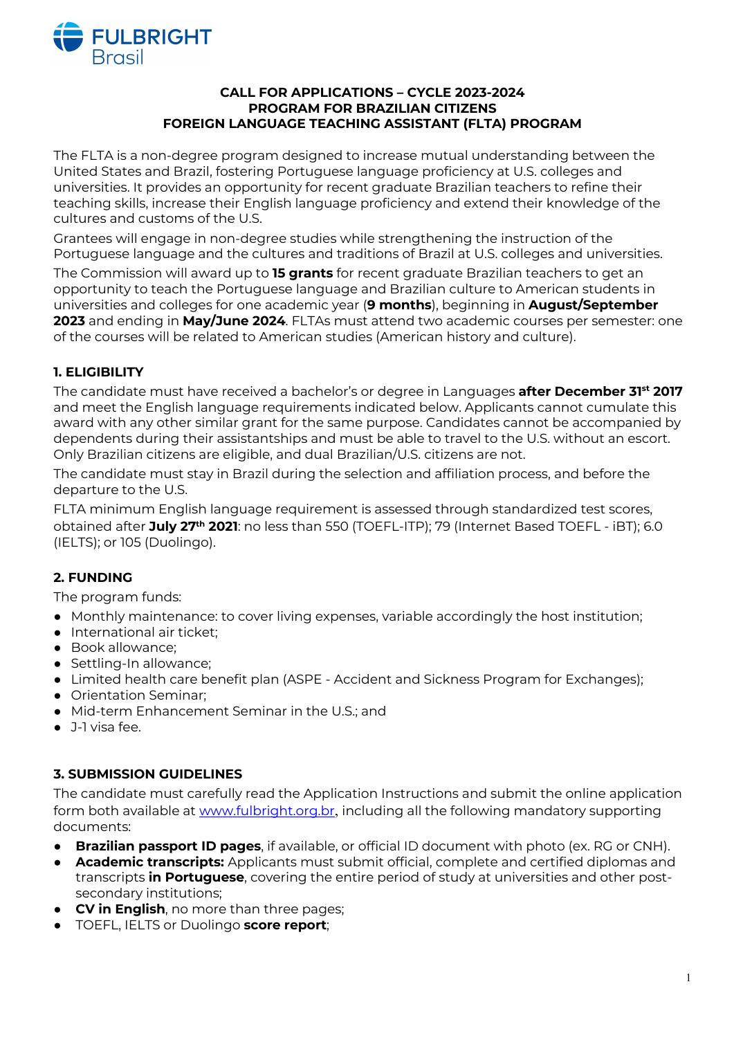FULBRIGHT Brasil

**CALL FOR APPLICATIONS – CYCLE 2023-2024**
**PROGRAM FOR BRAZILIAN CITIZENS**
**FOREIGN LANGUAGE TEACHING ASSISTANT (FLTA) PROGRAM**

The FLTA is a non-degree program designed to increase mutual understanding between the United States and Brazil, fostering Portuguese language proficiency at U.S. colleges and universities. It provides an opportunity for recent graduate Brazilian teachers to refine their teaching skills, increase their English language proficiency and extend their knowledge of the cultures and customs of the U.S.

Grantees will engage in non-degree studies while strengthening the instruction of the Portuguese language and the cultures and traditions of Brazil at U.S. colleges and universities.

The Commission will award up to **15 grants** for recent graduate Brazilian teachers to get an opportunity to teach the Portuguese language and Brazilian culture to American students in universities and colleges for one academic year (**9 months**), beginning in **August/September 2023** and ending in **May/June 2024**. FLTAs must attend two academic courses per semester: one of the courses will be related to American studies (American history and culture).

## 1. ELIGIBILITY

The candidate must have received a bachelor's or degree in Languages **after December 31st 2017** and meet the English language requirements indicated below. Applicants cannot cumulate this award with any other similar grant for the same purpose. Candidates cannot be accompanied by dependents during their assistantships and must be able to travel to the U.S. without an escort. Only Brazilian citizens are eligible, and dual Brazilian/U.S. citizens are not.

The candidate must stay in Brazil during the selection and affiliation process, and before the departure to the U.S.

FLTA minimum English language requirement is assessed through standardized test scores, obtained after **July 27th 2021**: no less than 550 (TOEFL-ITP); 79 (Internet Based TOEFL - iBT); 6.0 (IELTS); or 105 (Duolingo).

## 2. FUNDING

The program funds:

- Monthly maintenance: to cover living expenses, variable accordingly the host institution;
- International air ticket;
- Book allowance;
- Settling-In allowance;
- Limited health care benefit plan (ASPE - Accident and Sickness Program for Exchanges);
- Orientation Seminar;
- Mid-term Enhancement Seminar in the U.S.; and
- J-1 visa fee.

## 3. SUBMISSION GUIDELINES

The candidate must carefully read the Application Instructions and submit the online application form both available at [www.fulbright.org.br](http://www.fulbright.org.br), including all the following mandatory supporting documents:

- **Brazilian passport ID pages**, if available, or official ID document with photo (ex. RG or CNH).
- **Academic transcripts:** Applicants must submit official, complete and certified diplomas and transcripts **in Portuguese**, covering the entire period of study at universities and other post-secondary institutions;
- **CV in English**, no more than three pages;
- TOEFL, IELTS or Duolingo **score report**;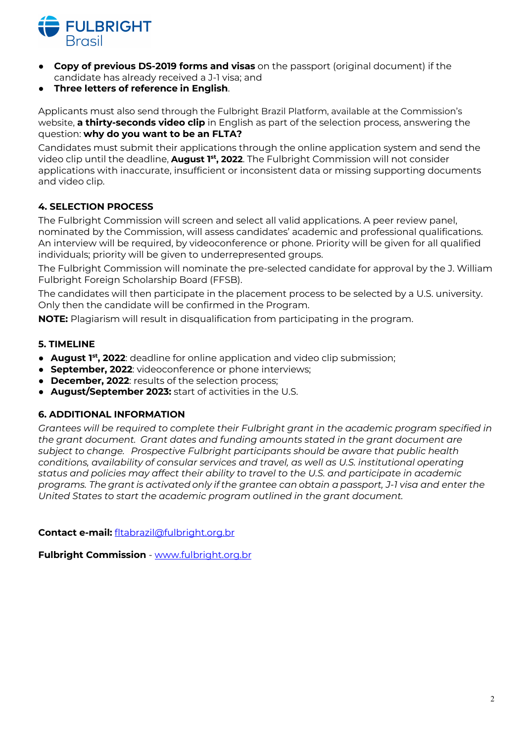- **Copy of previous DS-2019 forms and visas** on the passport (original document) if the candidate has already received a J-1 visa; and
- **Three letters of reference in English**.

Applicants must also send through the Fulbright Brazil Platform, available at the Commission's website, **a thirty-seconds video clip** in English as part of the selection process, answering the question: **why do you want to be an FLTA?**

Candidates must submit their applications through the online application system and send the video clip until the deadline, **August 1st, 2022**. The Fulbright Commission will not consider applications with inaccurate, insufficient or inconsistent data or missing supporting documents and video clip.

## 4. SELECTION PROCESS

The Fulbright Commission will screen and select all valid applications. A peer review panel, nominated by the Commission, will assess candidates' academic and professional qualifications. An interview will be required, by videoconference or phone. Priority will be given for all qualified individuals; priority will be given to underrepresented groups.

The Fulbright Commission will nominate the pre-selected candidate for approval by the J. William Fulbright Foreign Scholarship Board (FFSB).

The candidates will then participate in the placement process to be selected by a U.S. university. Only then the candidate will be confirmed in the Program.

**NOTE:** Plagiarism will result in disqualification from participating in the program.

## 5. TIMELINE

- **August 1st, 2022**: deadline for online application and video clip submission;
- **September, 2022**: videoconference or phone interviews;
- **December, 2022**: results of the selection process;
- **August/September 2023:** start of activities in the U.S.

## 6. ADDITIONAL INFORMATION

*Grantees will be required to complete their Fulbright grant in the academic program specified in the grant document. Grant dates and funding amounts stated in the grant document are subject to change. Prospective Fulbright participants should be aware that public health conditions, availability of consular services and travel, as well as U.S. institutional operating status and policies may affect their ability to travel to the U.S. and participate in academic programs. The grant is activated only if the grantee can obtain a passport, J-1 visa and enter the United States to start the academic program outlined in the grant document.*

**Contact e-mail:** fltabrazil@fulbright.org.br

**Fulbright Commission** - www.fulbright.org.br